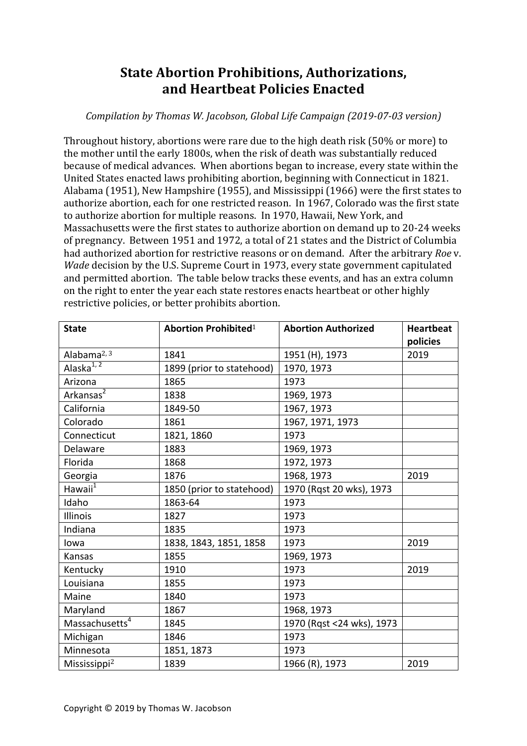# State Abortion Prohibitions, Authorizations, and Heartbeat Policies Enacted

*Compilation by Thomas W. Jacobson, Global Life Campaign (2019-07-03 version)*

Throughout history, abortions were rare due to the high death risk (50% or more) to the mother until the early 1800s, when the risk of death was substantially reduced because of medical advances. When abortions began to increase, every state within the United States enacted laws prohibiting abortion, beginning with Connecticut in 1821. Alabama (1951), New Hampshire (1955), and Mississippi (1966) were the first states to authorize abortion, each for one restricted reason. In 1967, Colorado was the first state to authorize abortion for multiple reasons. In 1970, Hawaii, New York, and Massachusetts were the first states to authorize abortion on demand up to 20-24 weeks of pregnancy. Between 1951 and 1972, a total of 21 states and the District of Columbia had authorized abortion for restrictive reasons or on demand. After the arbitrary *Roe* v. *Wade* decision by the U.S. Supreme Court in 1973, every state government capitulated and permitted abortion. The table below tracks these events, and has an extra column on the right to enter the year each state restores enacts heartbeat or other highly restrictive policies, or better prohibits abortion.

| State | Abortion Prohibited[1] | Abortion Authorized | Heartbeat policies |
|---|---|---|---|
| Alabama[2, 3] | 1841 | 1951 (H), 1973 | 2019 |
| Alaska[1, 2] | 1899 (prior to statehood) | 1970, 1973 | |
| Arizona | 1865 | 1973 | |
| Arkansas[2] | 1838 | 1969, 1973 | |
| California | 1849-50 | 1967, 1973 | |
| Colorado | 1861 | 1967, 1971, 1973 | |
| Connecticut | 1821, 1860 | 1973 | |
| Delaware | 1883 | 1969, 1973 | |
| Florida | 1868 | 1972, 1973 | |
| Georgia | 1876 | 1968, 1973 | 2019 |
| Hawaii[1] | 1850 (prior to statehood) | 1970 (Rqst 20 wks), 1973 | |
| Idaho | 1863-64 | 1973 | |
| Illinois | 1827 | 1973 | |
| Indiana | 1835 | 1973 | |
| Iowa | 1838, 1843, 1851, 1858 | 1973 | 2019 |
| Kansas | 1855 | 1969, 1973 | |
| Kentucky | 1910 | 1973 | 2019 |
| Louisiana | 1855 | 1973 | |
| Maine | 1840 | 1973 | |
| Maryland | 1867 | 1968, 1973 | |
| Massachusetts[4] | 1845 | 1970 (Rqst <24 wks), 1973 | |
| Michigan | 1846 | 1973 | |
| Minnesota | 1851, 1873 | 1973 | |
| Mississippi[2] | 1839 | 1966 (R), 1973 | 2019 |

Copyright © 2019 by Thomas W. Jacobson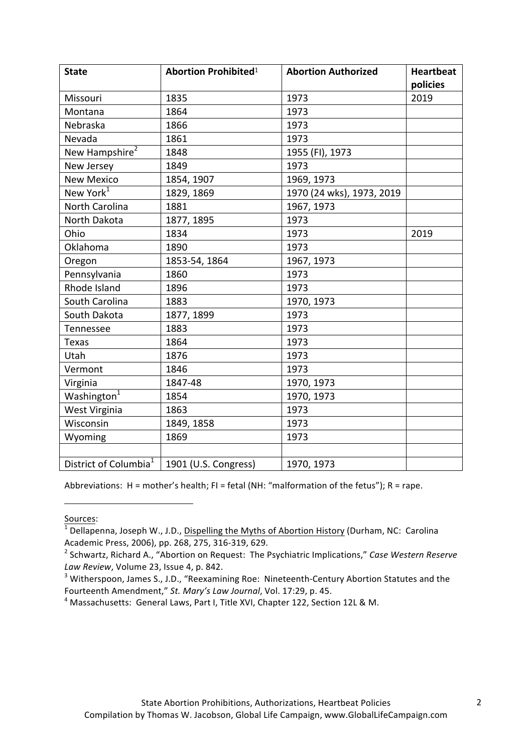| State | Abortion Prohibited[1] | Abortion Authorized | Heartbeat policies |
|---|---|---|---|
| Missouri | 1835 | 1973 | 2019 |
| Montana | 1864 | 1973 | |
| Nebraska | 1866 | 1973 | |
| Nevada | 1861 | 1973 | |
| New Hampshire[2] | 1848 | 1955 (FI), 1973 | |
| New Jersey | 1849 | 1973 | |
| New Mexico | 1854, 1907 | 1969, 1973 | |
| New York[1] | 1829, 1869 | 1970 (24 wks), 1973, 2019 | |
| North Carolina | 1881 | 1967, 1973 | |
| North Dakota | 1877, 1895 | 1973 | |
| Ohio | 1834 | 1973 | 2019 |
| Oklahoma | 1890 | 1973 | |
| Oregon | 1853-54, 1864 | 1967, 1973 | |
| Pennsylvania | 1860 | 1973 | |
| Rhode Island | 1896 | 1973 | |
| South Carolina | 1883 | 1970, 1973 | |
| South Dakota | 1877, 1899 | 1973 | |
| Tennessee | 1883 | 1973 | |
| Texas | 1864 | 1973 | |
| Utah | 1876 | 1973 | |
| Vermont | 1846 | 1973 | |
| Virginia | 1847-48 | 1970, 1973 | |
| Washington[1] | 1854 | 1970, 1973 | |
| West Virginia | 1863 | 1973 | |
| Wisconsin | 1849, 1858 | 1973 | |
| Wyoming | 1869 | 1973 | |
| | | | |
| District of Columbia[1] | 1901 (U.S. Congress) | 1970, 1973 | |

Abbreviations: H = mother's health; FI = fetal (NH: "malformation of the fetus"); R = rape.

Sources:

[1] Dellapenna, Joseph W., J.D., Dispelling the Myths of Abortion History (Durham, NC: Carolina Academic Press, 2006), pp. 268, 275, 316-319, 629.

[2] Schwartz, Richard A., "Abortion on Request: The Psychiatric Implications," *Case Western Reserve Law Review*, Volume 23, Issue 4, p. 842.

[3] Witherspoon, James S., J.D., "Reexamining Roe: Nineteenth-Century Abortion Statutes and the Fourteenth Amendment," *St. Mary's Law Journal*, Vol. 17:29, p. 45.

[4] Massachusetts: General Laws, Part I, Title XVI, Chapter 122, Section 12L & M.